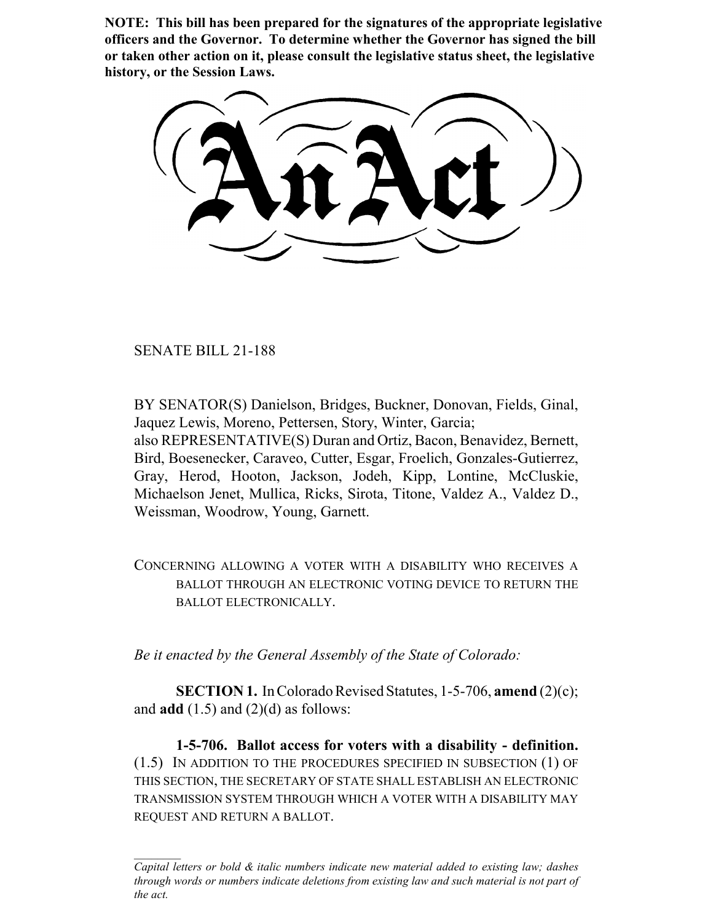**NOTE: This bill has been prepared for the signatures of the appropriate legislative officers and the Governor. To determine whether the Governor has signed the bill or taken other action on it, please consult the legislative status sheet, the legislative history, or the Session Laws.**

# An Act

SENATE BILL 21-188

BY SENATOR(S) Danielson, Bridges, Buckner, Donovan, Fields, Ginal, Jaquez Lewis, Moreno, Pettersen, Story, Winter, Garcia;
also REPRESENTATIVE(S) Duran and Ortiz, Bacon, Benavidez, Bernett, Bird, Boesenecker, Caraveo, Cutter, Esgar, Froelich, Gonzales-Gutierrez, Gray, Herod, Hooton, Jackson, Jodeh, Kipp, Lontine, McCluskie, Michaelson Jenet, Mullica, Ricks, Sirota, Titone, Valdez A., Valdez D., Weissman, Woodrow, Young, Garnett.

CONCERNING ALLOWING A VOTER WITH A DISABILITY WHO RECEIVES A BALLOT THROUGH AN ELECTRONIC VOTING DEVICE TO RETURN THE BALLOT ELECTRONICALLY.

*Be it enacted by the General Assembly of the State of Colorado:*

**SECTION 1.** In Colorado Revised Statutes, 1-5-706, **amend** (2)(c); and **add** (1.5) and (2)(d) as follows:

**1-5-706. Ballot access for voters with a disability - definition.** (1.5) IN ADDITION TO THE PROCEDURES SPECIFIED IN SUBSECTION (1) OF THIS SECTION, THE SECRETARY OF STATE SHALL ESTABLISH AN ELECTRONIC TRANSMISSION SYSTEM THROUGH WHICH A VOTER WITH A DISABILITY MAY REQUEST AND RETURN A BALLOT.

---

*Capital letters or bold & italic numbers indicate new material added to existing law; dashes through words or numbers indicate deletions from existing law and such material is not part of the act.*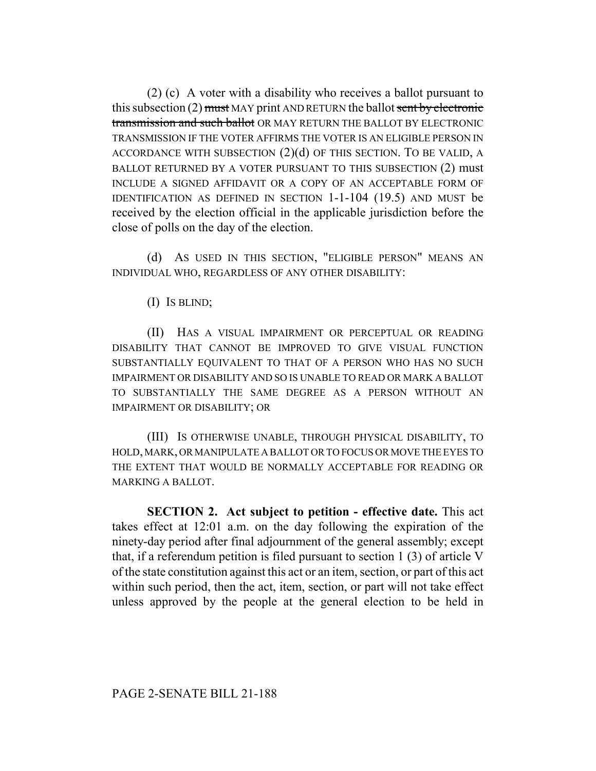(2) (c) A voter with a disability who receives a ballot pursuant to this subsection (2) ~~must~~ MAY print AND RETURN the ballot ~~sent by electronic transmission and such ballot~~ OR MAY RETURN THE BALLOT BY ELECTRONIC TRANSMISSION IF THE VOTER AFFIRMS THE VOTER IS AN ELIGIBLE PERSON IN ACCORDANCE WITH SUBSECTION (2)(d) OF THIS SECTION. TO BE VALID, A BALLOT RETURNED BY A VOTER PURSUANT TO THIS SUBSECTION (2) must INCLUDE A SIGNED AFFIDAVIT OR A COPY OF AN ACCEPTABLE FORM OF IDENTIFICATION AS DEFINED IN SECTION 1-1-104 (19.5) AND MUST be received by the election official in the applicable jurisdiction before the close of polls on the day of the election.

(d) AS USED IN THIS SECTION, "ELIGIBLE PERSON" MEANS AN INDIVIDUAL WHO, REGARDLESS OF ANY OTHER DISABILITY:

(I) IS BLIND;

(II) HAS A VISUAL IMPAIRMENT OR PERCEPTUAL OR READING DISABILITY THAT CANNOT BE IMPROVED TO GIVE VISUAL FUNCTION SUBSTANTIALLY EQUIVALENT TO THAT OF A PERSON WHO HAS NO SUCH IMPAIRMENT OR DISABILITY AND SO IS UNABLE TO READ OR MARK A BALLOT TO SUBSTANTIALLY THE SAME DEGREE AS A PERSON WITHOUT AN IMPAIRMENT OR DISABILITY; OR

(III) IS OTHERWISE UNABLE, THROUGH PHYSICAL DISABILITY, TO HOLD, MARK, OR MANIPULATE A BALLOT OR TO FOCUS OR MOVE THE EYES TO THE EXTENT THAT WOULD BE NORMALLY ACCEPTABLE FOR READING OR MARKING A BALLOT.

**SECTION 2. Act subject to petition - effective date.** This act takes effect at 12:01 a.m. on the day following the expiration of the ninety-day period after final adjournment of the general assembly; except that, if a referendum petition is filed pursuant to section 1 (3) of article V of the state constitution against this act or an item, section, or part of this act within such period, then the act, item, section, or part will not take effect unless approved by the people at the general election to be held in

PAGE 2-SENATE BILL 21-188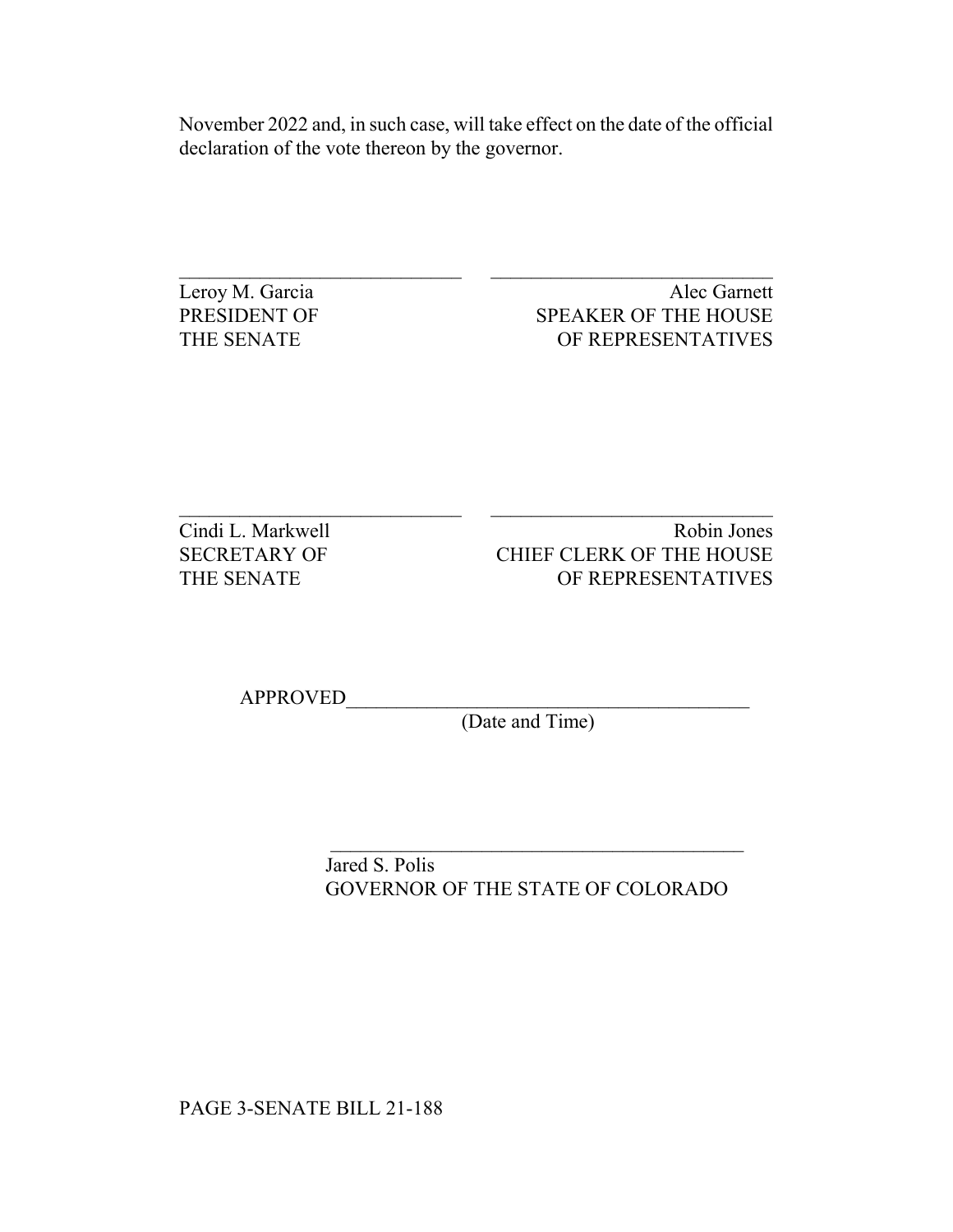November 2022 and, in such case, will take effect on the date of the official declaration of the vote thereon by the governor.

| | |
|---|---|
| ____________________________ | ____________________________ |
| Leroy M. Garcia<br>PRESIDENT OF<br>THE SENATE | Alec Garnett<br>SPEAKER OF THE HOUSE<br>OF REPRESENTATIVES |
| ____________________________ | ____________________________ |
| Cindi L. Markwell<br>SECRETARY OF<br>THE SENATE | Robin Jones<br>CHIEF CLERK OF THE HOUSE<br>OF REPRESENTATIVES |

APPROVED________________________________________
(Date and Time)

_________________________________________
Jared S. Polis
GOVERNOR OF THE STATE OF COLORADO

PAGE 3-SENATE BILL 21-188